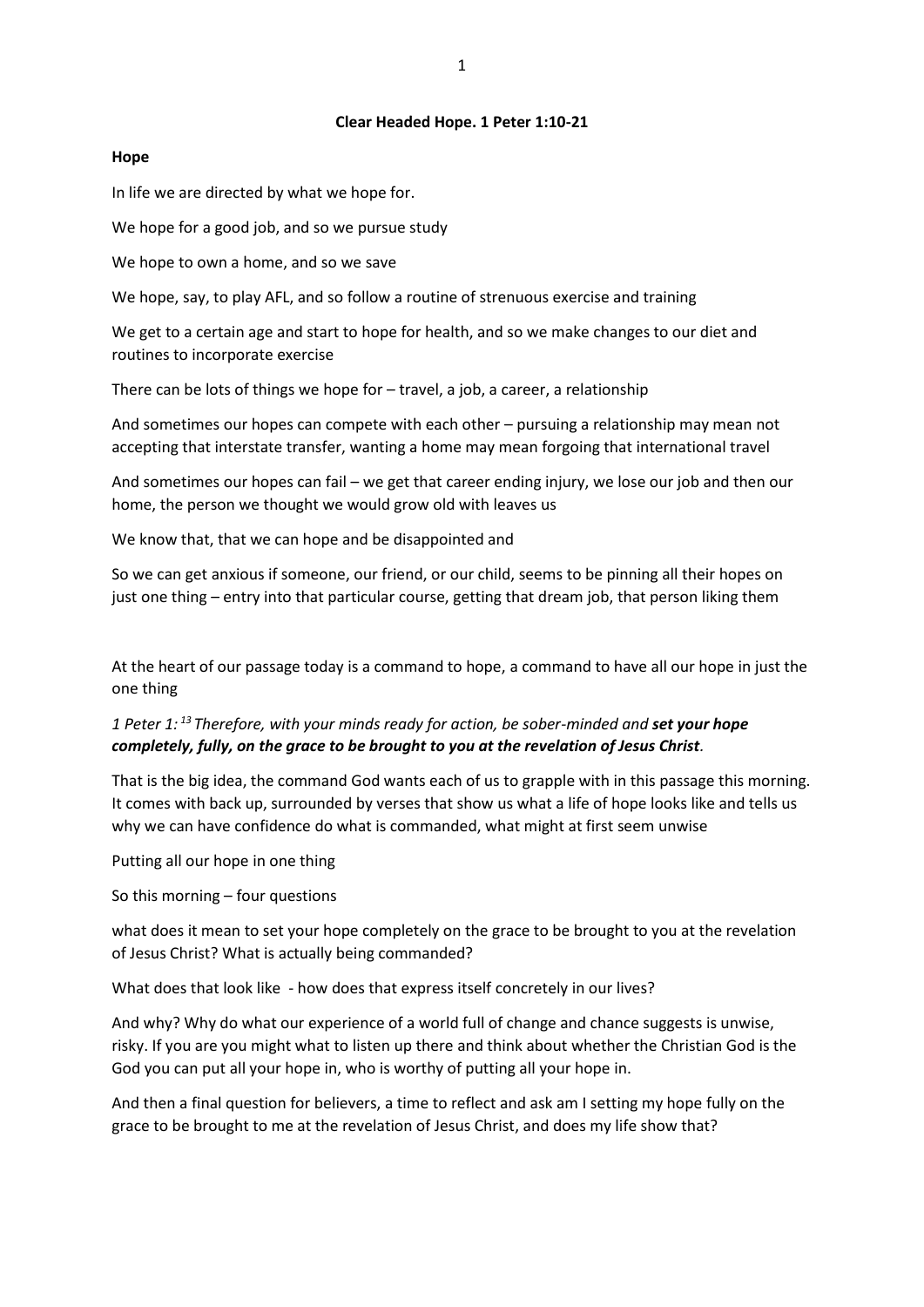**Clear Headed Hope. 1 Peter 1:10-21**

**Hope**

In life we are directed by what we hope for.

We hope for a good job, and so we pursue study

We hope to own a home, and so we save

We hope, say, to play AFL, and so follow a routine of strenuous exercise and training

We get to a certain age and start to hope for health, and so we make changes to our diet and routines to incorporate exercise

There can be lots of things we hope for – travel, a job, a career, a relationship

And sometimes our hopes can compete with each other – pursuing a relationship may mean not accepting that interstate transfer, wanting a home may mean forgoing that international travel

And sometimes our hopes can fail – we get that career ending injury, we lose our job and then our home, the person we thought we would grow old with leaves us

We know that, that we can hope and be disappointed and

So we can get anxious if someone, our friend, or our child, seems to be pinning all their hopes on just one thing – entry into that particular course, getting that dream job, that person liking them

At the heart of our passage today is a command to hope, a command to have all our hope in just the one thing

*1 Peter 1:[13] Therefore, with your minds ready for action, be sober-minded and* ***set your hope completely, fully, on the grace to be brought to you at the revelation of Jesus Christ****.*

That is the big idea, the command God wants each of us to grapple with in this passage this morning. It comes with back up, surrounded by verses that show us what a life of hope looks like and tells us why we can have confidence do what is commanded, what might at first seem unwise

Putting all our hope in one thing

So this morning – four questions

what does it mean to set your hope completely on the grace to be brought to you at the revelation of Jesus Christ? What is actually being commanded?

What does that look like - how does that express itself concretely in our lives?

And why? Why do what our experience of a world full of change and chance suggests is unwise, risky. If you are you might what to listen up there and think about whether the Christian God is the God you can put all your hope in, who is worthy of putting all your hope in.

And then a final question for believers, a time to reflect and ask am I setting my hope fully on the grace to be brought to me at the revelation of Jesus Christ, and does my life show that?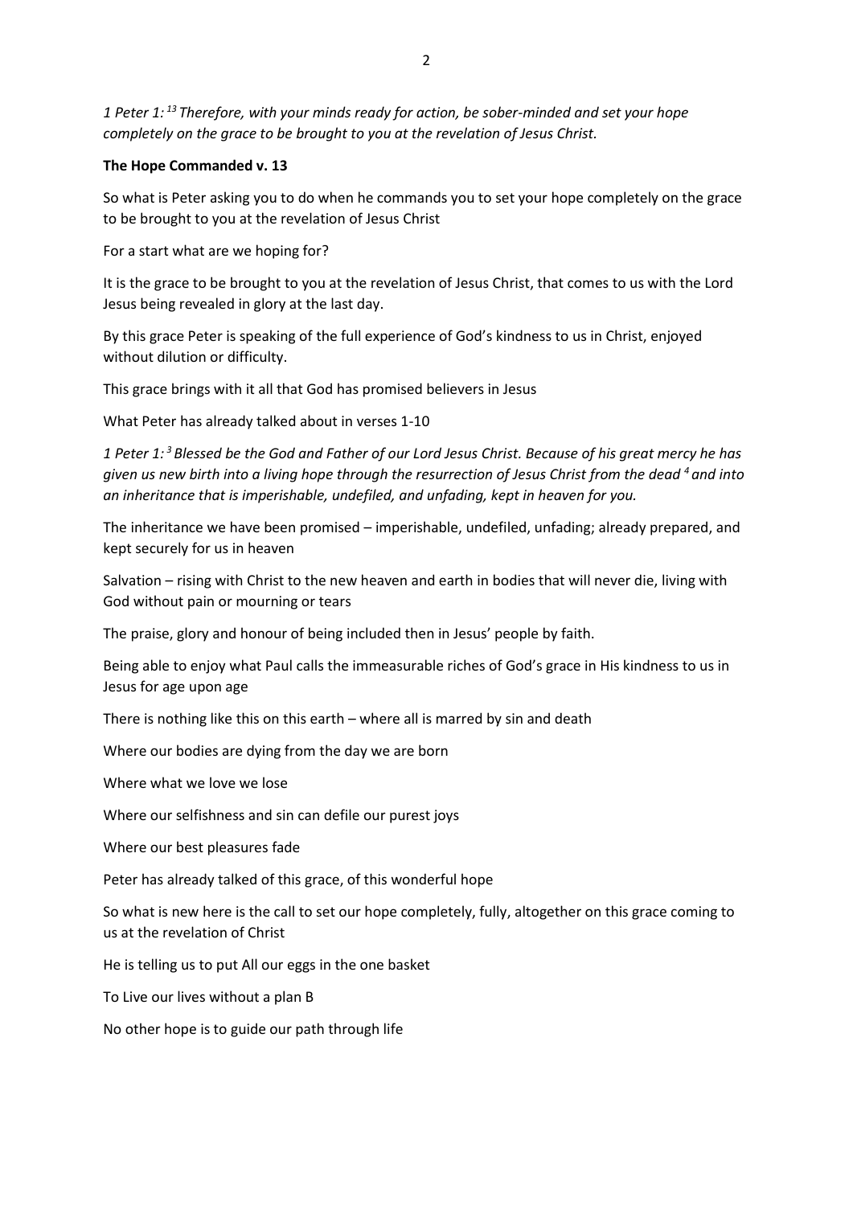*1 Peter 1: [13] Therefore, with your minds ready for action, be sober-minded and set your hope completely on the grace to be brought to you at the revelation of Jesus Christ.*

**The Hope Commanded v. 13**

So what is Peter asking you to do when he commands you to set your hope completely on the grace to be brought to you at the revelation of Jesus Christ

For a start what are we hoping for?

It is the grace to be brought to you at the revelation of Jesus Christ, that comes to us with the Lord Jesus being revealed in glory at the last day.

By this grace Peter is speaking of the full experience of God's kindness to us in Christ, enjoyed without dilution or difficulty.

This grace brings with it all that God has promised believers in Jesus

What Peter has already talked about in verses 1-10

*1 Peter 1: [3] Blessed be the God and Father of our Lord Jesus Christ. Because of his great mercy he has given us new birth into a living hope through the resurrection of Jesus Christ from the dead [4] and into an inheritance that is imperishable, undefiled, and unfading, kept in heaven for you.*

The inheritance we have been promised – imperishable, undefiled, unfading; already prepared, and kept securely for us in heaven

Salvation – rising with Christ to the new heaven and earth in bodies that will never die, living with God without pain or mourning or tears

The praise, glory and honour of being included then in Jesus' people by faith.

Being able to enjoy what Paul calls the immeasurable riches of God's grace in His kindness to us in Jesus for age upon age

There is nothing like this on this earth – where all is marred by sin and death

Where our bodies are dying from the day we are born

Where what we love we lose

Where our selfishness and sin can defile our purest joys

Where our best pleasures fade

Peter has already talked of this grace, of this wonderful hope

So what is new here is the call to set our hope completely, fully, altogether on this grace coming to us at the revelation of Christ

He is telling us to put All our eggs in the one basket

To Live our lives without a plan B

No other hope is to guide our path through life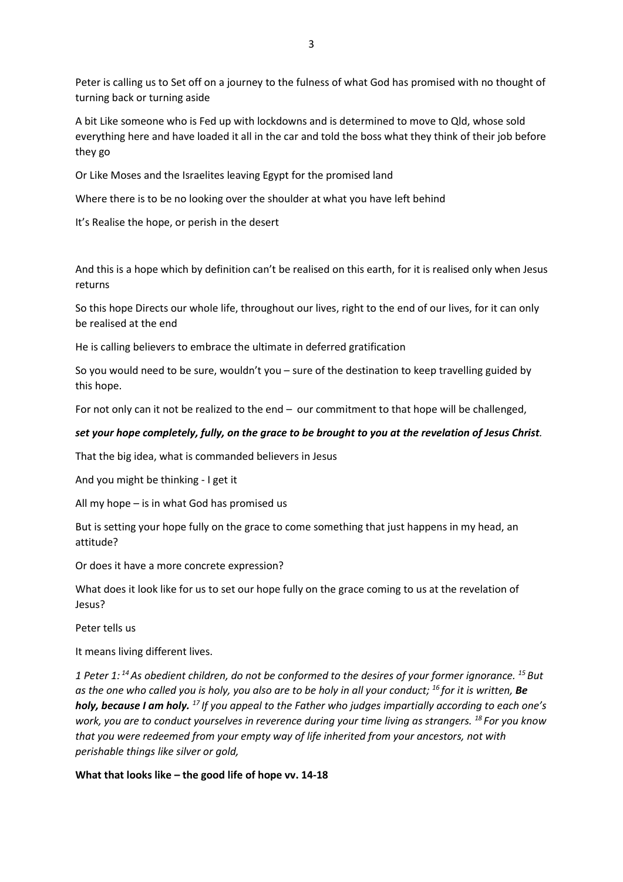Peter is calling us to Set off on a journey to the fulness of what God has promised with no thought of turning back or turning aside

A bit Like someone who is Fed up with lockdowns and is determined to move to Qld, whose sold everything here and have loaded it all in the car and told the boss what they think of their job before they go

Or Like Moses and the Israelites leaving Egypt for the promised land

Where there is to be no looking over the shoulder at what you have left behind

It's Realise the hope, or perish in the desert

And this is a hope which by definition can't be realised on this earth, for it is realised only when Jesus returns

So this hope Directs our whole life, throughout our lives, right to the end of our lives, for it can only be realised at the end

He is calling believers to embrace the ultimate in deferred gratification

So you would need to be sure, wouldn't you – sure of the destination to keep travelling guided by this hope.

For not only can it not be realized to the end – our commitment to that hope will be challenged,

***set your hope completely, fully, on the grace to be brought to you at the revelation of Jesus Christ.***

That the big idea, what is commanded believers in Jesus

And you might be thinking - I get it

All my hope – is in what God has promised us

But is setting your hope fully on the grace to come something that just happens in my head, an attitude?

Or does it have a more concrete expression?

What does it look like for us to set our hope fully on the grace coming to us at the revelation of Jesus?

Peter tells us

It means living different lives.

*1 Peter 1: [14] As obedient children, do not be conformed to the desires of your former ignorance. [15] But as the one who called you is holy, you also are to be holy in all your conduct; [16] for it is written,* ***Be holy, because I am holy.*** *[17] If you appeal to the Father who judges impartially according to each one's work, you are to conduct yourselves in reverence during your time living as strangers. [18] For you know that you were redeemed from your empty way of life inherited from your ancestors, not with perishable things like silver or gold,*

**What that looks like – the good life of hope vv. 14-18**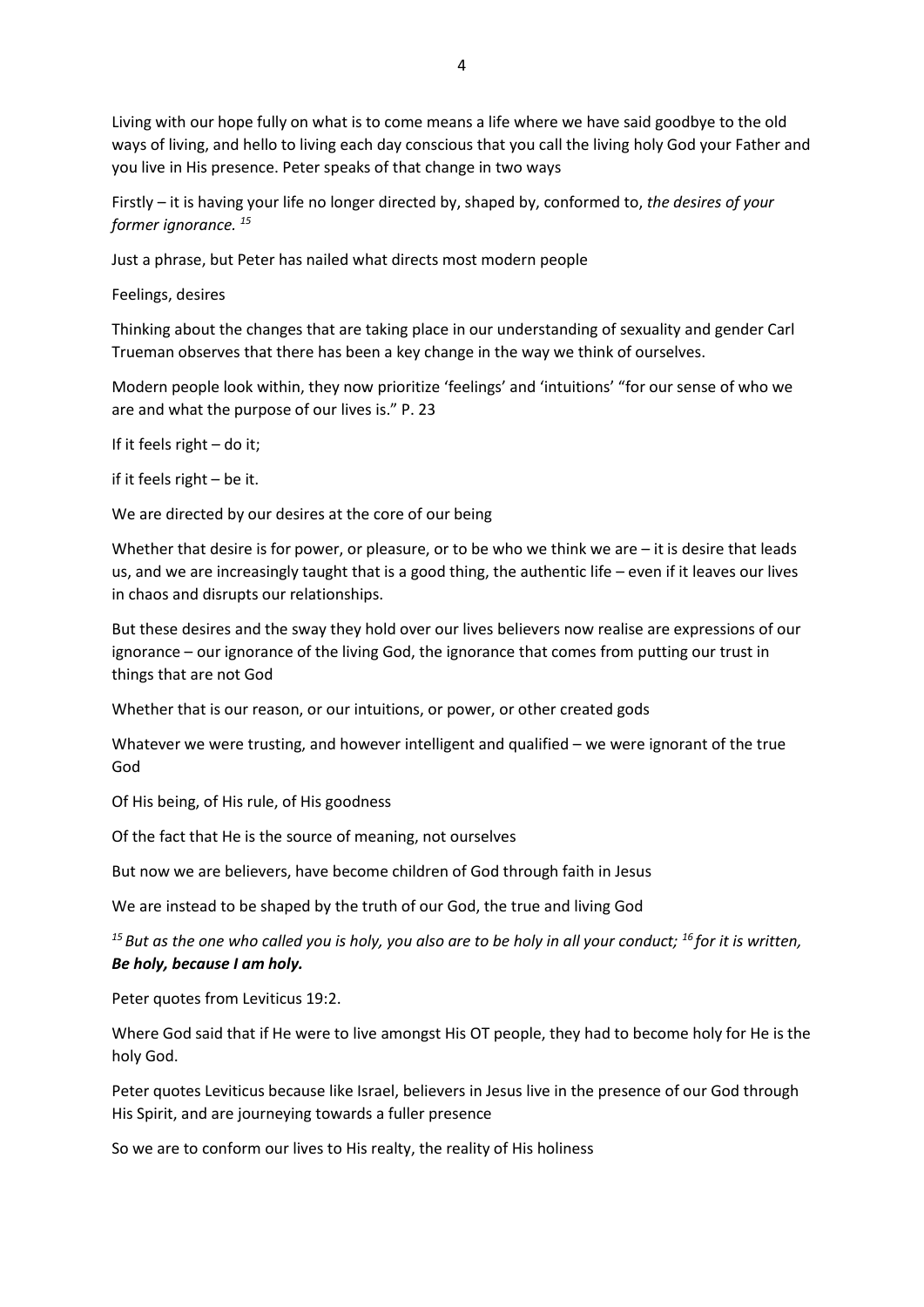Living with our hope fully on what is to come means a life where we have said goodbye to the old ways of living, and hello to living each day conscious that you call the living holy God your Father and you live in His presence. Peter speaks of that change in two ways

Firstly – it is having your life no longer directed by, shaped by, conformed to, *the desires of your former ignorance.* [15]

Just a phrase, but Peter has nailed what directs most modern people

Feelings, desires

Thinking about the changes that are taking place in our understanding of sexuality and gender Carl Trueman observes that there has been a key change in the way we think of ourselves.

Modern people look within, they now prioritize 'feelings' and 'intuitions' "for our sense of who we are and what the purpose of our lives is." P. 23

If it feels right – do it;

if it feels right – be it.

We are directed by our desires at the core of our being

Whether that desire is for power, or pleasure, or to be who we think we are – it is desire that leads us, and we are increasingly taught that is a good thing, the authentic life – even if it leaves our lives in chaos and disrupts our relationships.

But these desires and the sway they hold over our lives believers now realise are expressions of our ignorance – our ignorance of the living God, the ignorance that comes from putting our trust in things that are not God

Whether that is our reason, or our intuitions, or power, or other created gods

Whatever we were trusting, and however intelligent and qualified – we were ignorant of the true God

Of His being, of His rule, of His goodness

Of the fact that He is the source of meaning, not ourselves

But now we are believers, have become children of God through faith in Jesus

We are instead to be shaped by the truth of our God, the true and living God

*[15] But as the one who called you is holy, you also are to be holy in all your conduct; [16] for it is written,* ***Be holy, because I am holy.***

Peter quotes from Leviticus 19:2.

Where God said that if He were to live amongst His OT people, they had to become holy for He is the holy God.

Peter quotes Leviticus because like Israel, believers in Jesus live in the presence of our God through His Spirit, and are journeying towards a fuller presence

So we are to conform our lives to His realty, the reality of His holiness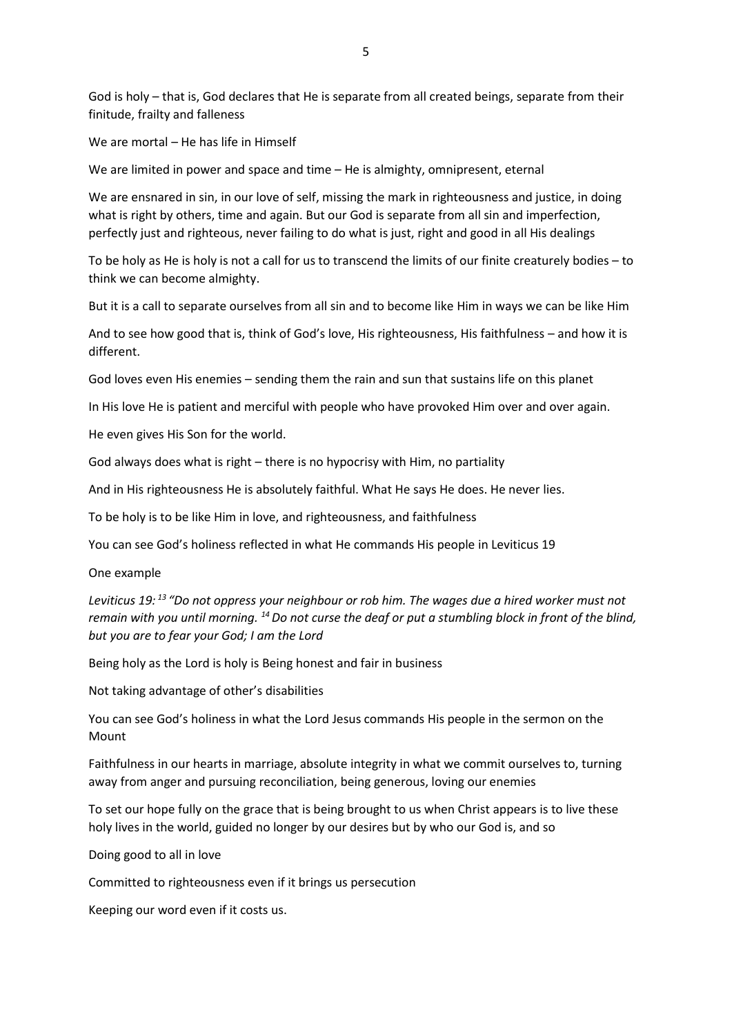God is holy – that is, God declares that He is separate from all created beings, separate from their finitude, frailty and falleness

We are mortal – He has life in Himself

We are limited in power and space and time – He is almighty, omnipresent, eternal

We are ensnared in sin, in our love of self, missing the mark in righteousness and justice, in doing what is right by others, time and again. But our God is separate from all sin and imperfection, perfectly just and righteous, never failing to do what is just, right and good in all His dealings

To be holy as He is holy is not a call for us to transcend the limits of our finite creaturely bodies – to think we can become almighty.

But it is a call to separate ourselves from all sin and to become like Him in ways we can be like Him

And to see how good that is, think of God's love, His righteousness, His faithfulness – and how it is different.

God loves even His enemies – sending them the rain and sun that sustains life on this planet

In His love He is patient and merciful with people who have provoked Him over and over again.

He even gives His Son for the world.

God always does what is right – there is no hypocrisy with Him, no partiality

And in His righteousness He is absolutely faithful. What He says He does. He never lies.

To be holy is to be like Him in love, and righteousness, and faithfulness

You can see God's holiness reflected in what He commands His people in Leviticus 19

One example

*Leviticus 19: [13] "Do not oppress your neighbour or rob him. The wages due a hired worker must not remain with you until morning. [14] Do not curse the deaf or put a stumbling block in front of the blind, but you are to fear your God; I am the Lord*

Being holy as the Lord is holy is Being honest and fair in business

Not taking advantage of other's disabilities

You can see God's holiness in what the Lord Jesus commands His people in the sermon on the Mount

Faithfulness in our hearts in marriage, absolute integrity in what we commit ourselves to, turning away from anger and pursuing reconciliation, being generous, loving our enemies

To set our hope fully on the grace that is being brought to us when Christ appears is to live these holy lives in the world, guided no longer by our desires but by who our God is, and so

Doing good to all in love

Committed to righteousness even if it brings us persecution

Keeping our word even if it costs us.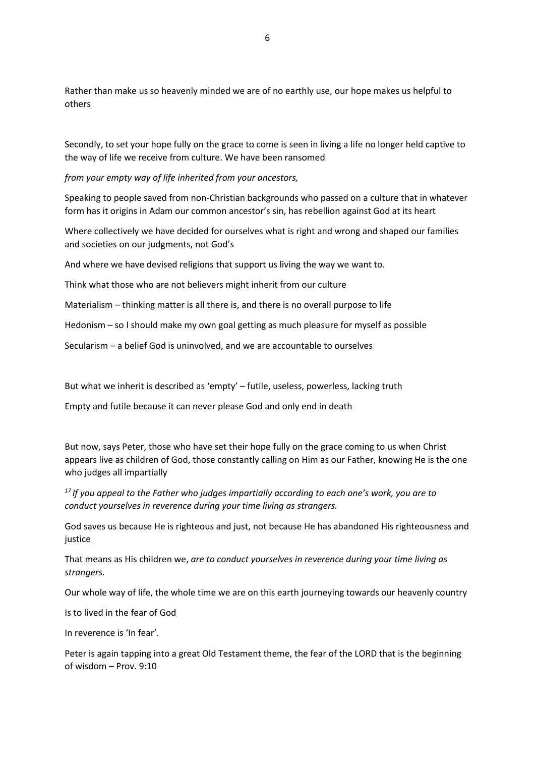Rather than make us so heavenly minded we are of no earthly use, our hope makes us helpful to others

Secondly, to set your hope fully on the grace to come is seen in living a life no longer held captive to the way of life we receive from culture. We have been ransomed

*from your empty way of life inherited from your ancestors,*

Speaking to people saved from non-Christian backgrounds who passed on a culture that in whatever form has it origins in Adam our common ancestor's sin, has rebellion against God at its heart

Where collectively we have decided for ourselves what is right and wrong and shaped our families and societies on our judgments, not God's

And where we have devised religions that support us living the way we want to.

Think what those who are not believers might inherit from our culture

Materialism – thinking matter is all there is, and there is no overall purpose to life

Hedonism – so I should make my own goal getting as much pleasure for myself as possible

Secularism – a belief God is uninvolved, and we are accountable to ourselves

But what we inherit is described as 'empty' – futile, useless, powerless, lacking truth

Empty and futile because it can never please God and only end in death

But now, says Peter, those who have set their hope fully on the grace coming to us when Christ appears live as children of God, those constantly calling on Him as our Father, knowing He is the one who judges all impartially

*[17] If you appeal to the Father who judges impartially according to each one's work, you are to conduct yourselves in reverence during your time living as strangers.*

God saves us because He is righteous and just, not because He has abandoned His righteousness and justice

That means as His children we, *are to conduct yourselves in reverence during your time living as strangers.*

Our whole way of life, the whole time we are on this earth journeying towards our heavenly country

Is to lived in the fear of God

In reverence is 'In fear'.

Peter is again tapping into a great Old Testament theme, the fear of the LORD that is the beginning of wisdom – Prov. 9:10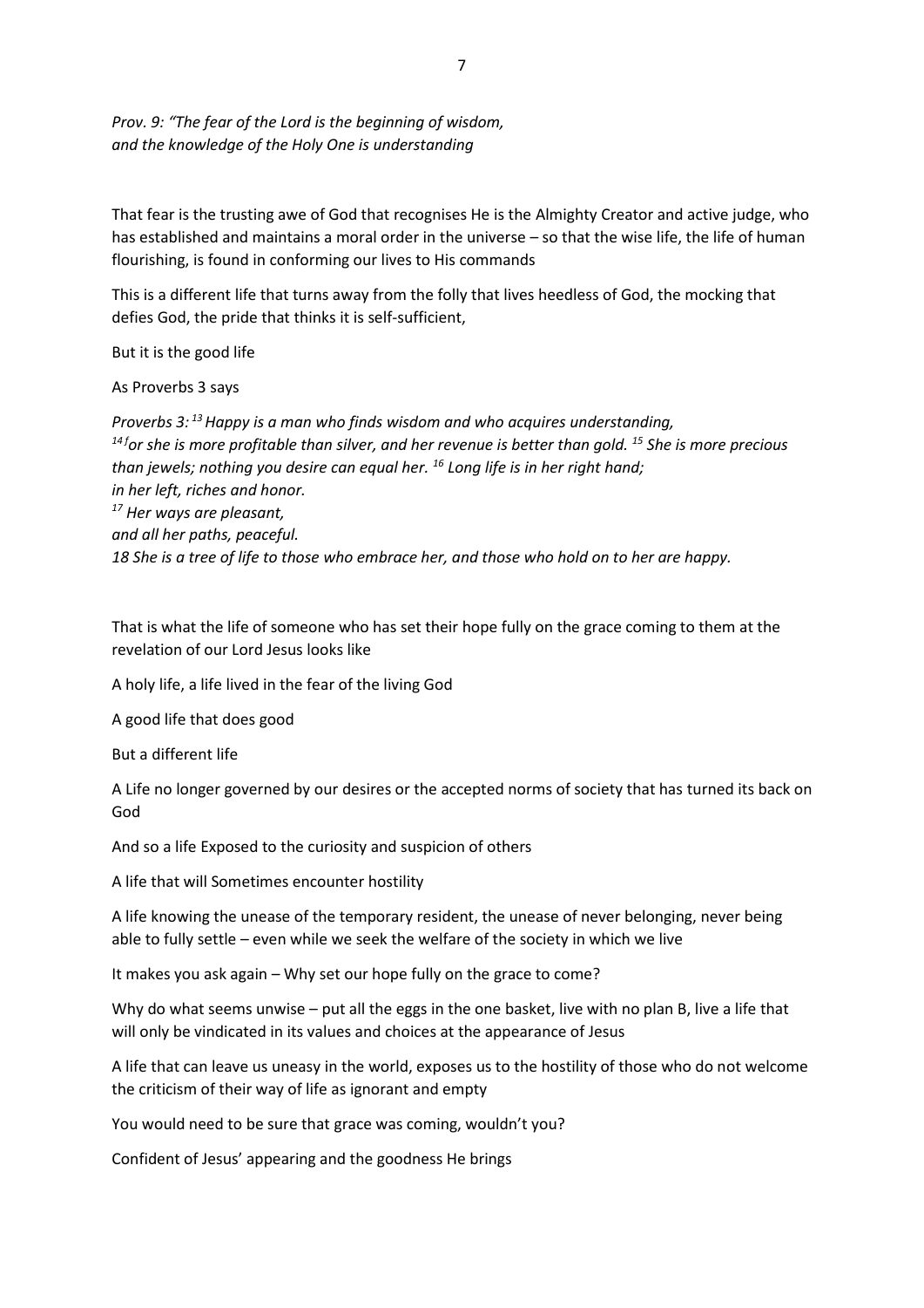*Prov. 9: "The fear of the Lord is the beginning of wisdom,*
*and the knowledge of the Holy One is understanding*

That fear is the trusting awe of God that recognises He is the Almighty Creator and active judge, who has established and maintains a moral order in the universe – so that the wise life, the life of human flourishing, is found in conforming our lives to His commands

This is a different life that turns away from the folly that lives heedless of God, the mocking that defies God, the pride that thinks it is self-sufficient,

But it is the good life

As Proverbs 3 says

*Proverbs 3: [13] Happy is a man who finds wisdom and who acquires understanding,*
*[14 f]or she is more profitable than silver, and her revenue is better than gold. [15] She is more precious than jewels; nothing you desire can equal her. [16] Long life is in her right hand;*
*in her left, riches and honor.*
*[17] Her ways are pleasant,*
*and all her paths, peaceful.*
*18 She is a tree of life to those who embrace her, and those who hold on to her are happy.*

That is what the life of someone who has set their hope fully on the grace coming to them at the revelation of our Lord Jesus looks like

A holy life, a life lived in the fear of the living God

A good life that does good

But a different life

A Life no longer governed by our desires or the accepted norms of society that has turned its back on God

And so a life Exposed to the curiosity and suspicion of others

A life that will Sometimes encounter hostility

A life knowing the unease of the temporary resident, the unease of never belonging, never being able to fully settle – even while we seek the welfare of the society in which we live

It makes you ask again – Why set our hope fully on the grace to come?

Why do what seems unwise – put all the eggs in the one basket, live with no plan B, live a life that will only be vindicated in its values and choices at the appearance of Jesus

A life that can leave us uneasy in the world, exposes us to the hostility of those who do not welcome the criticism of their way of life as ignorant and empty

You would need to be sure that grace was coming, wouldn't you?

Confident of Jesus' appearing and the goodness He brings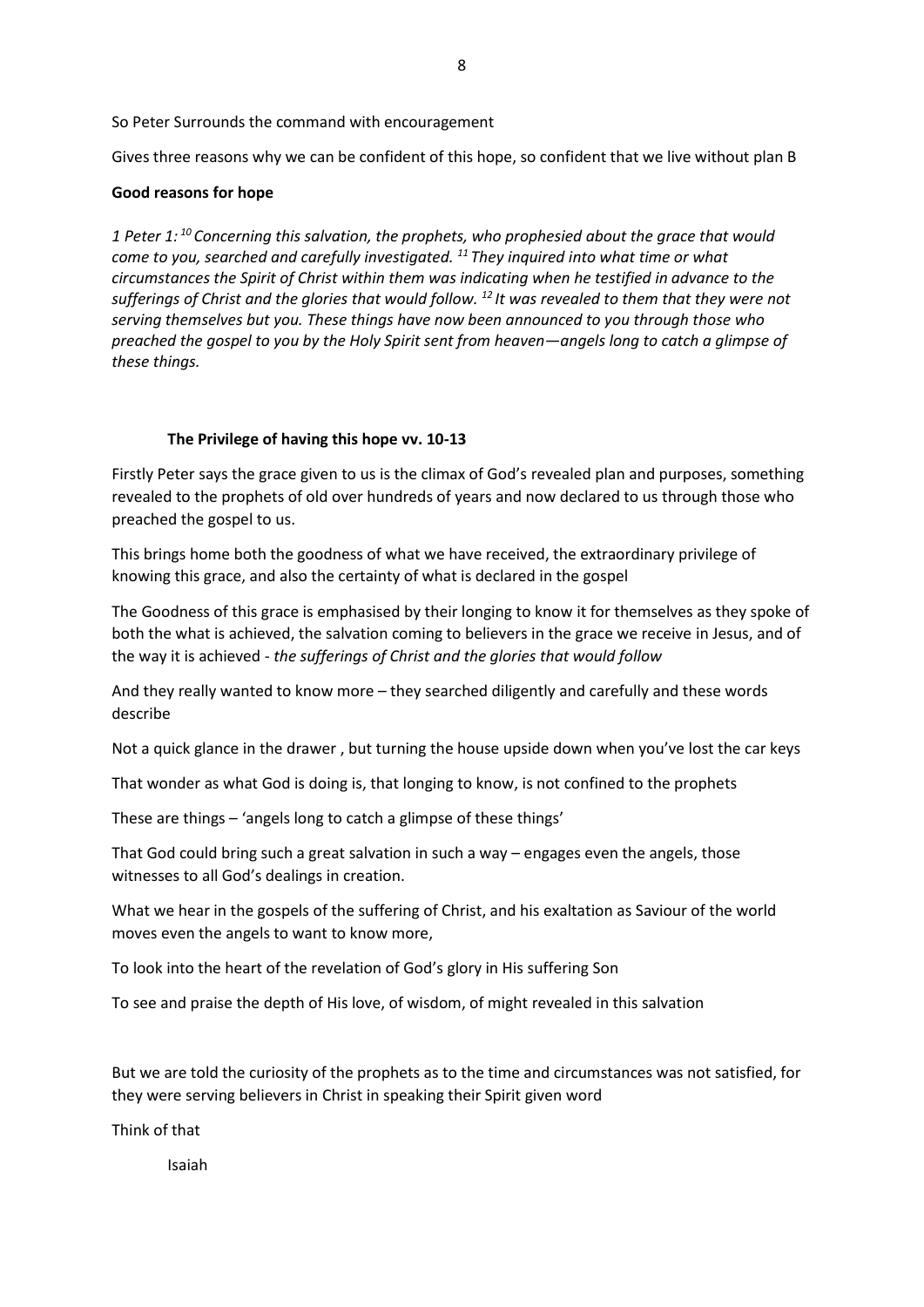So Peter Surrounds the command with encouragement

Gives three reasons why we can be confident of this hope, so confident that we live without plan B

**Good reasons for hope**

*1 Peter 1: [10] Concerning this salvation, the prophets, who prophesied about the grace that would come to you, searched and carefully investigated. [11] They inquired into what time or what circumstances the Spirit of Christ within them was indicating when he testified in advance to the sufferings of Christ and the glories that would follow. [12] It was revealed to them that they were not serving themselves but you. These things have now been announced to you through those who preached the gospel to you by the Holy Spirit sent from heaven—angels long to catch a glimpse of these things.*

**The Privilege of having this hope vv. 10-13**

Firstly Peter says the grace given to us is the climax of God's revealed plan and purposes, something revealed to the prophets of old over hundreds of years and now declared to us through those who preached the gospel to us.

This brings home both the goodness of what we have received, the extraordinary privilege of knowing this grace, and also the certainty of what is declared in the gospel

The Goodness of this grace is emphasised by their longing to know it for themselves as they spoke of both the what is achieved, the salvation coming to believers in the grace we receive in Jesus, and of the way it is achieved - *the sufferings of Christ and the glories that would follow*

And they really wanted to know more – they searched diligently and carefully and these words describe

Not a quick glance in the drawer , but turning the house upside down when you've lost the car keys

That wonder as what God is doing is, that longing to know, is not confined to the prophets

These are things – 'angels long to catch a glimpse of these things'

That God could bring such a great salvation in such a way – engages even the angels, those witnesses to all God's dealings in creation.

What we hear in the gospels of the suffering of Christ, and his exaltation as Saviour of the world moves even the angels to want to know more,

To look into the heart of the revelation of God's glory in His suffering Son

To see and praise the depth of His love, of wisdom, of might revealed in this salvation

But we are told the curiosity of the prophets as to the time and circumstances was not satisfied, for they were serving believers in Christ in speaking their Spirit given word

Think of that

Isaiah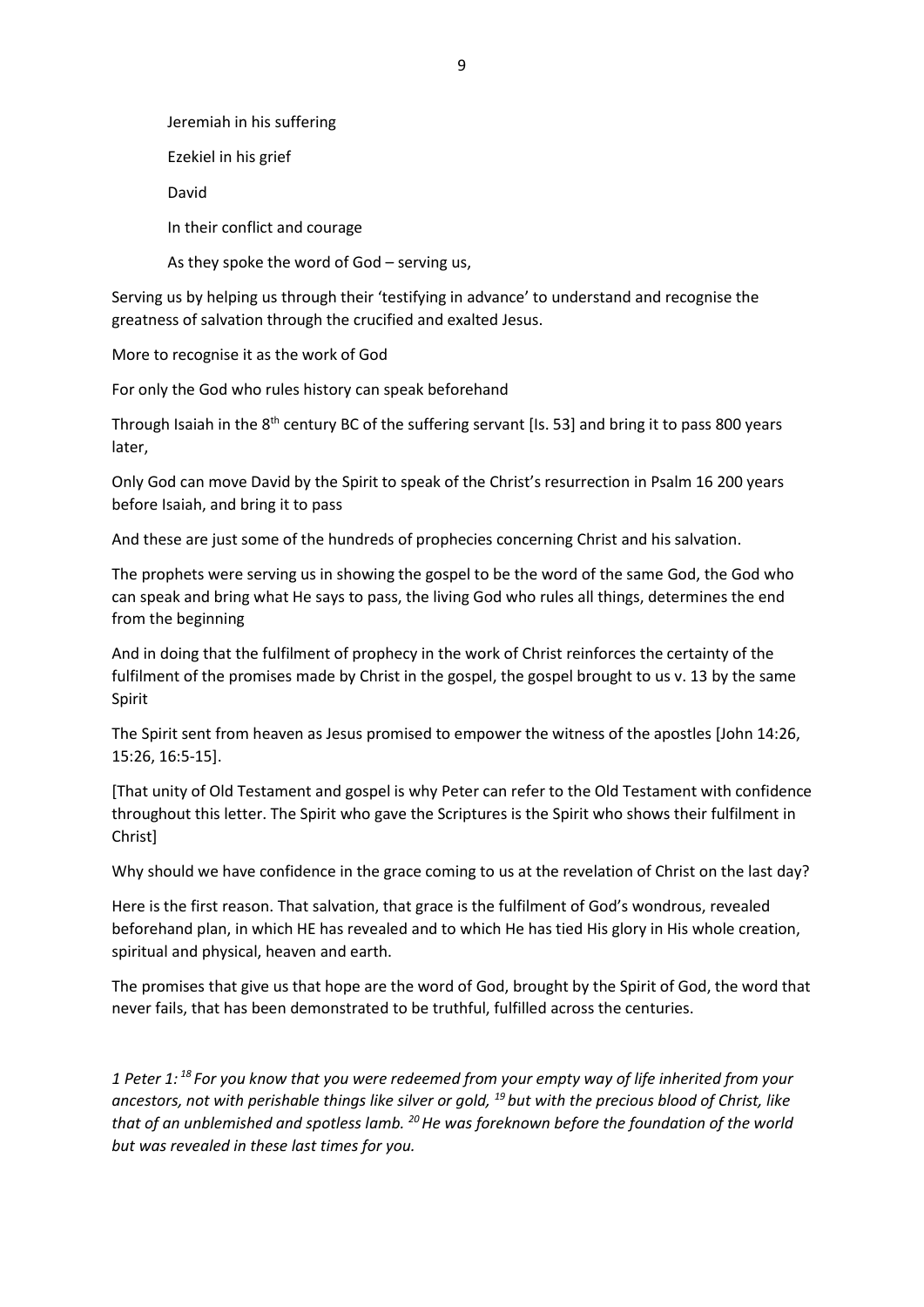Jeremiah in his suffering

Ezekiel in his grief

David

In their conflict and courage

As they spoke the word of God – serving us,

Serving us by helping us through their 'testifying in advance' to understand and recognise the greatness of salvation through the crucified and exalted Jesus.

More to recognise it as the work of God

For only the God who rules history can speak beforehand

Through Isaiah in the 8th century BC of the suffering servant [Is. 53] and bring it to pass 800 years later,

Only God can move David by the Spirit to speak of the Christ's resurrection in Psalm 16 200 years before Isaiah, and bring it to pass

And these are just some of the hundreds of prophecies concerning Christ and his salvation.

The prophets were serving us in showing the gospel to be the word of the same God, the God who can speak and bring what He says to pass, the living God who rules all things, determines the end from the beginning

And in doing that the fulfilment of prophecy in the work of Christ reinforces the certainty of the fulfilment of the promises made by Christ in the gospel, the gospel brought to us v. 13 by the same Spirit

The Spirit sent from heaven as Jesus promised to empower the witness of the apostles [John 14:26, 15:26, 16:5-15].

[That unity of Old Testament and gospel is why Peter can refer to the Old Testament with confidence throughout this letter. The Spirit who gave the Scriptures is the Spirit who shows their fulfilment in Christ]

Why should we have confidence in the grace coming to us at the revelation of Christ on the last day?

Here is the first reason. That salvation, that grace is the fulfilment of God's wondrous, revealed beforehand plan, in which HE has revealed and to which He has tied His glory in His whole creation, spiritual and physical, heaven and earth.

The promises that give us that hope are the word of God, brought by the Spirit of God, the word that never fails, that has been demonstrated to be truthful, fulfilled across the centuries.

*1 Peter 1: 18 For you know that you were redeemed from your empty way of life inherited from your ancestors, not with perishable things like silver or gold, 19 but with the precious blood of Christ, like that of an unblemished and spotless lamb. 20 He was foreknown before the foundation of the world but was revealed in these last times for you.*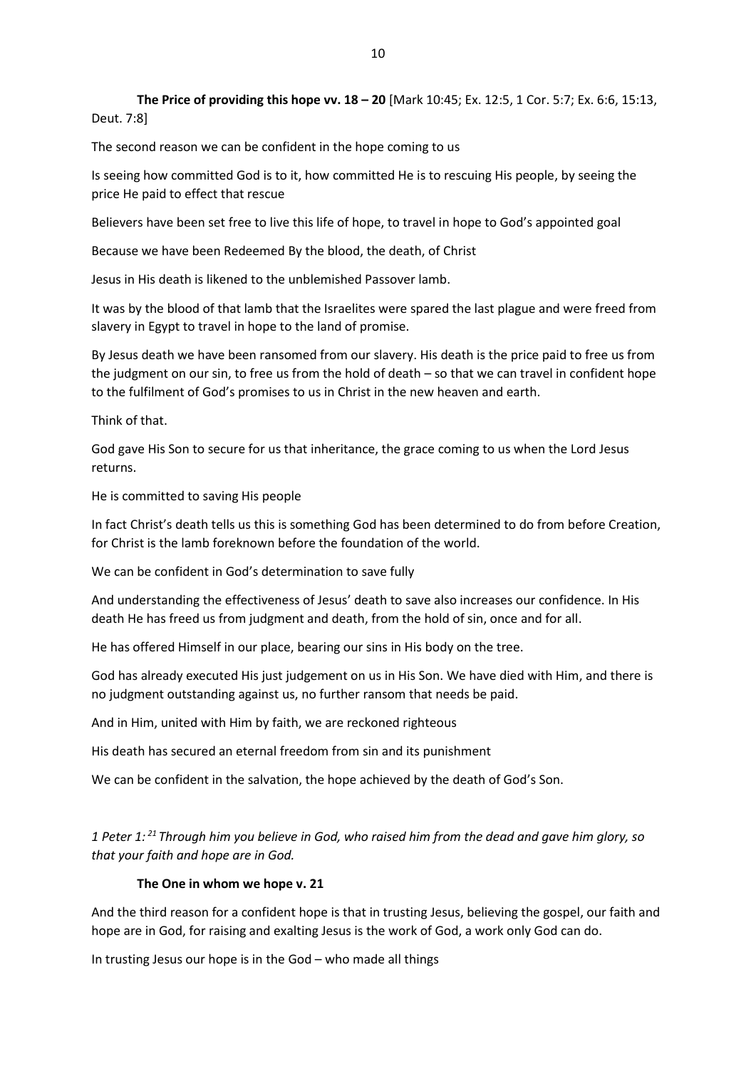**The Price of providing this hope vv. 18 – 20** [Mark 10:45; Ex. 12:5, 1 Cor. 5:7; Ex. 6:6, 15:13, Deut. 7:8]

The second reason we can be confident in the hope coming to us

Is seeing how committed God is to it, how committed He is to rescuing His people, by seeing the price He paid to effect that rescue

Believers have been set free to live this life of hope, to travel in hope to God's appointed goal

Because we have been Redeemed By the blood, the death, of Christ

Jesus in His death is likened to the unblemished Passover lamb.

It was by the blood of that lamb that the Israelites were spared the last plague and were freed from slavery in Egypt to travel in hope to the land of promise.

By Jesus death we have been ransomed from our slavery. His death is the price paid to free us from the judgment on our sin, to free us from the hold of death – so that we can travel in confident hope to the fulfilment of God's promises to us in Christ in the new heaven and earth.

Think of that.

God gave His Son to secure for us that inheritance, the grace coming to us when the Lord Jesus returns.

He is committed to saving His people

In fact Christ's death tells us this is something God has been determined to do from before Creation, for Christ is the lamb foreknown before the foundation of the world.

We can be confident in God's determination to save fully

And understanding the effectiveness of Jesus' death to save also increases our confidence. In His death He has freed us from judgment and death, from the hold of sin, once and for all.

He has offered Himself in our place, bearing our sins in His body on the tree.

God has already executed His just judgement on us in His Son. We have died with Him, and there is no judgment outstanding against us, no further ransom that needs be paid.

And in Him, united with Him by faith, we are reckoned righteous

His death has secured an eternal freedom from sin and its punishment

We can be confident in the salvation, the hope achieved by the death of God's Son.

*1 Peter 1: [21] Through him you believe in God, who raised him from the dead and gave him glory, so that your faith and hope are in God.*

**The One in whom we hope v. 21**

And the third reason for a confident hope is that in trusting Jesus, believing the gospel, our faith and hope are in God, for raising and exalting Jesus is the work of God, a work only God can do.

In trusting Jesus our hope is in the God – who made all things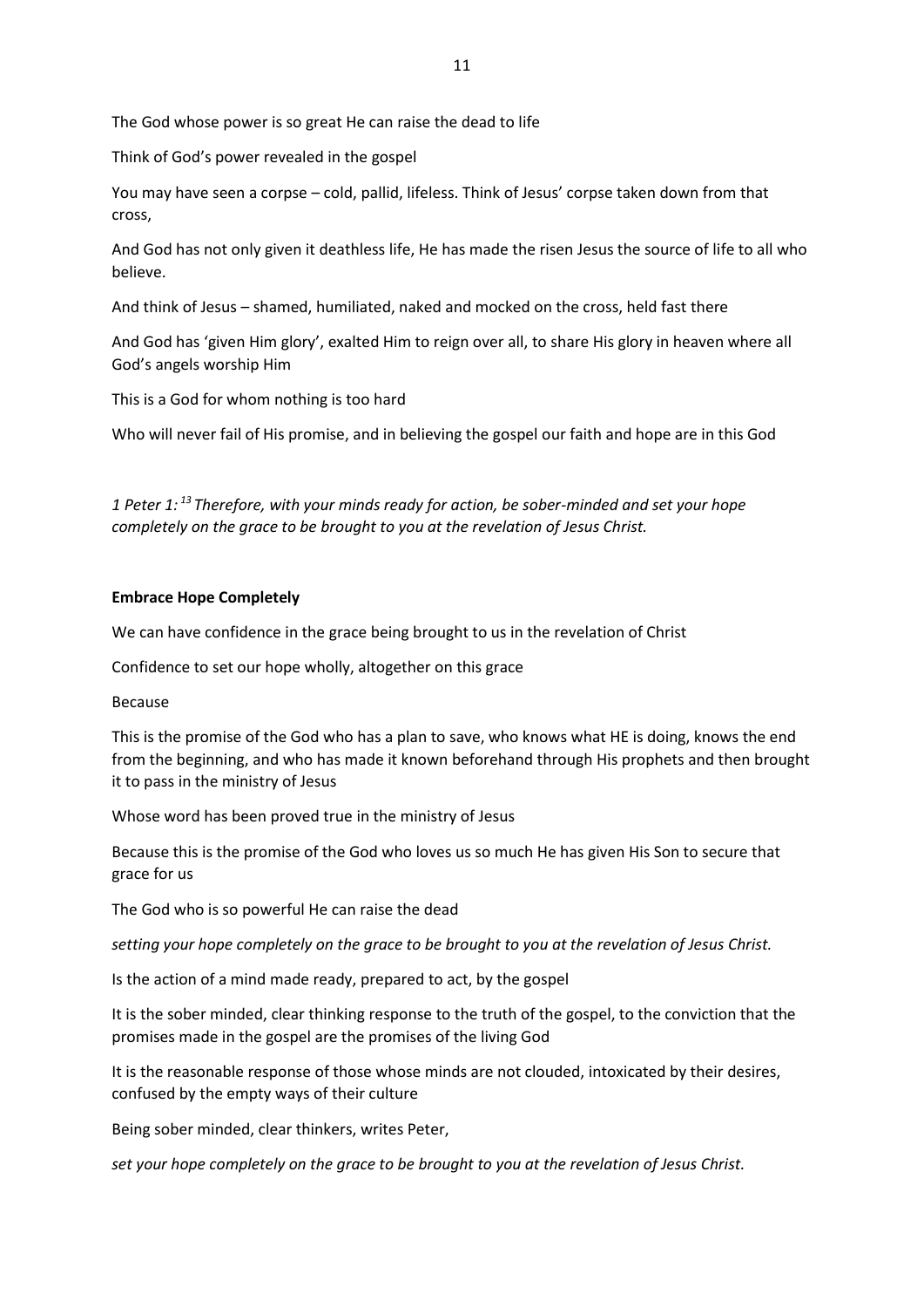The God whose power is so great He can raise the dead to life

Think of God's power revealed in the gospel

You may have seen a corpse – cold, pallid, lifeless. Think of Jesus' corpse taken down from that cross,

And God has not only given it deathless life, He has made the risen Jesus the source of life to all who believe.

And think of Jesus – shamed, humiliated, naked and mocked on the cross, held fast there

And God has 'given Him glory', exalted Him to reign over all, to share His glory in heaven where all God's angels worship Him

This is a God for whom nothing is too hard

Who will never fail of His promise, and in believing the gospel our faith and hope are in this God

*1 Peter 1: [13] Therefore, with your minds ready for action, be sober-minded and set your hope completely on the grace to be brought to you at the revelation of Jesus Christ.*

**Embrace Hope Completely**

We can have confidence in the grace being brought to us in the revelation of Christ

Confidence to set our hope wholly, altogether on this grace

Because

This is the promise of the God who has a plan to save, who knows what HE is doing, knows the end from the beginning, and who has made it known beforehand through His prophets and then brought it to pass in the ministry of Jesus

Whose word has been proved true in the ministry of Jesus

Because this is the promise of the God who loves us so much He has given His Son to secure that grace for us

The God who is so powerful He can raise the dead

*setting your hope completely on the grace to be brought to you at the revelation of Jesus Christ.*

Is the action of a mind made ready, prepared to act, by the gospel

It is the sober minded, clear thinking response to the truth of the gospel, to the conviction that the promises made in the gospel are the promises of the living God

It is the reasonable response of those whose minds are not clouded, intoxicated by their desires, confused by the empty ways of their culture

Being sober minded, clear thinkers, writes Peter,

*set your hope completely on the grace to be brought to you at the revelation of Jesus Christ.*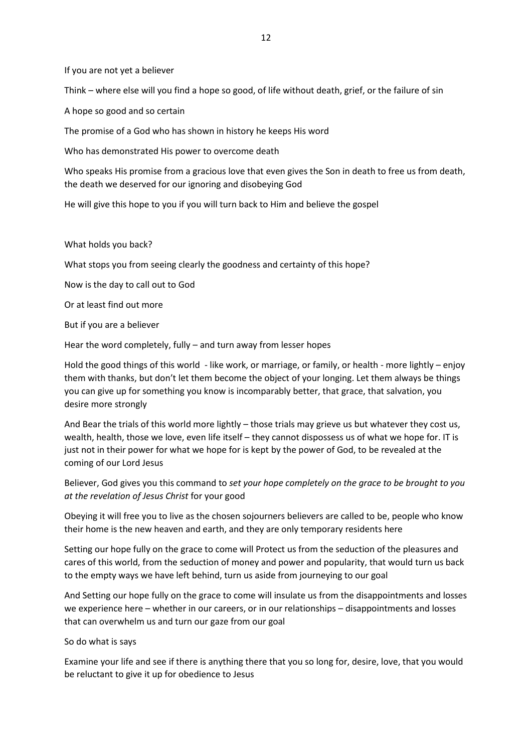If you are not yet a believer

Think – where else will you find a hope so good, of life without death, grief, or the failure of sin

A hope so good and so certain

The promise of a God who has shown in history he keeps His word

Who has demonstrated His power to overcome death

Who speaks His promise from a gracious love that even gives the Son in death to free us from death, the death we deserved for our ignoring and disobeying God

He will give this hope to you if you will turn back to Him and believe the gospel

What holds you back?

What stops you from seeing clearly the goodness and certainty of this hope?

Now is the day to call out to God

Or at least find out more

But if you are a believer

Hear the word completely, fully – and turn away from lesser hopes

Hold the good things of this world - like work, or marriage, or family, or health - more lightly – enjoy them with thanks, but don't let them become the object of your longing. Let them always be things you can give up for something you know is incomparably better, that grace, that salvation, you desire more strongly

And Bear the trials of this world more lightly – those trials may grieve us but whatever they cost us, wealth, health, those we love, even life itself – they cannot dispossess us of what we hope for. IT is just not in their power for what we hope for is kept by the power of God, to be revealed at the coming of our Lord Jesus

Believer, God gives you this command to *set your hope completely on the grace to be brought to you at the revelation of Jesus Christ* for your good

Obeying it will free you to live as the chosen sojourners believers are called to be, people who know their home is the new heaven and earth, and they are only temporary residents here

Setting our hope fully on the grace to come will Protect us from the seduction of the pleasures and cares of this world, from the seduction of money and power and popularity, that would turn us back to the empty ways we have left behind, turn us aside from journeying to our goal

And Setting our hope fully on the grace to come will insulate us from the disappointments and losses we experience here – whether in our careers, or in our relationships – disappointments and losses that can overwhelm us and turn our gaze from our goal

So do what is says

Examine your life and see if there is anything there that you so long for, desire, love, that you would be reluctant to give it up for obedience to Jesus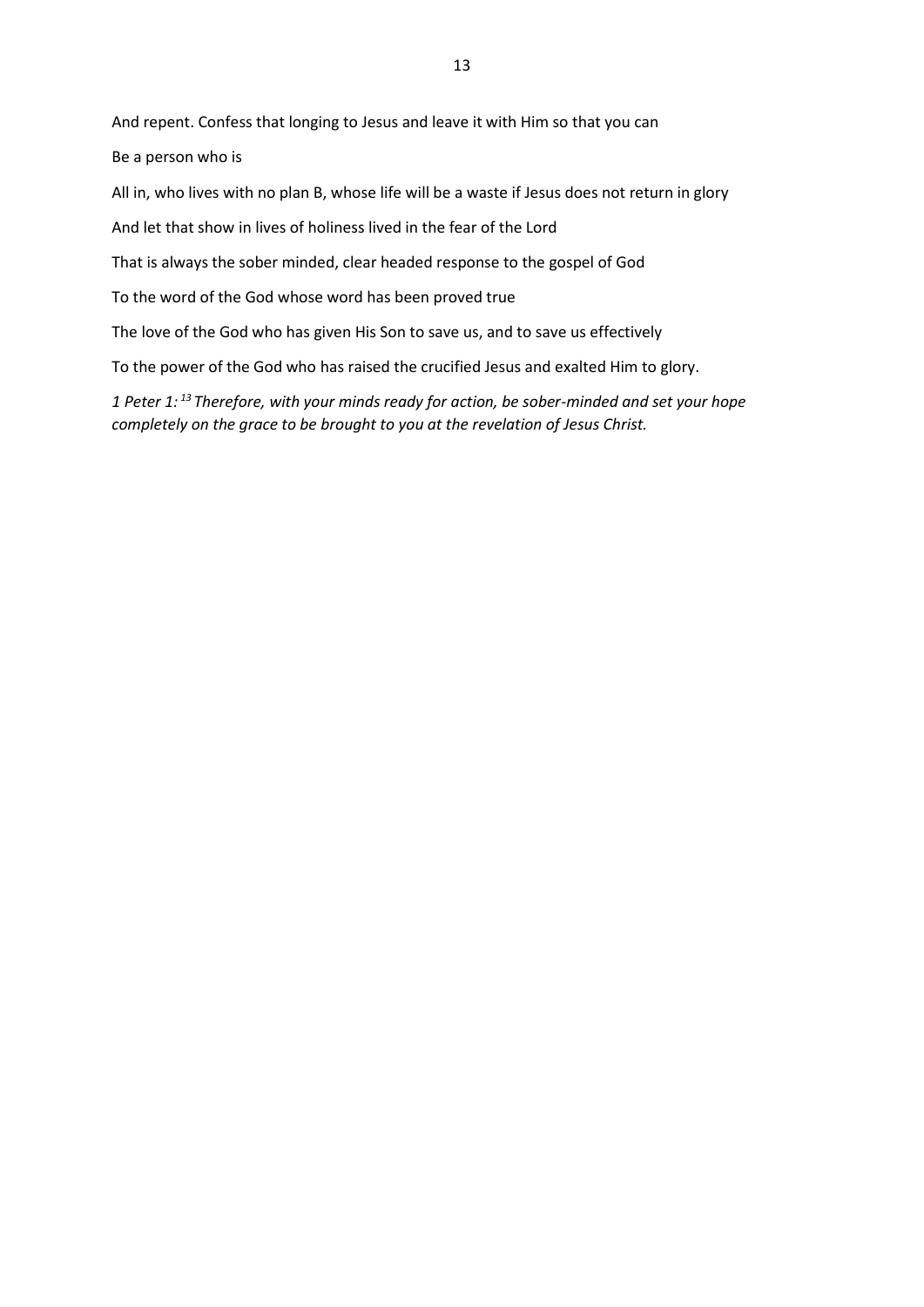And repent. Confess that longing to Jesus and leave it with Him so that you can

Be a person who is

All in, who lives with no plan B, whose life will be a waste if Jesus does not return in glory

And let that show in lives of holiness lived in the fear of the Lord

That is always the sober minded, clear headed response to the gospel of God

To the word of the God whose word has been proved true

The love of the God who has given His Son to save us, and to save us effectively

To the power of the God who has raised the crucified Jesus and exalted Him to glory.

*1 Peter 1: [13] Therefore, with your minds ready for action, be sober-minded and set your hope completely on the grace to be brought to you at the revelation of Jesus Christ.*